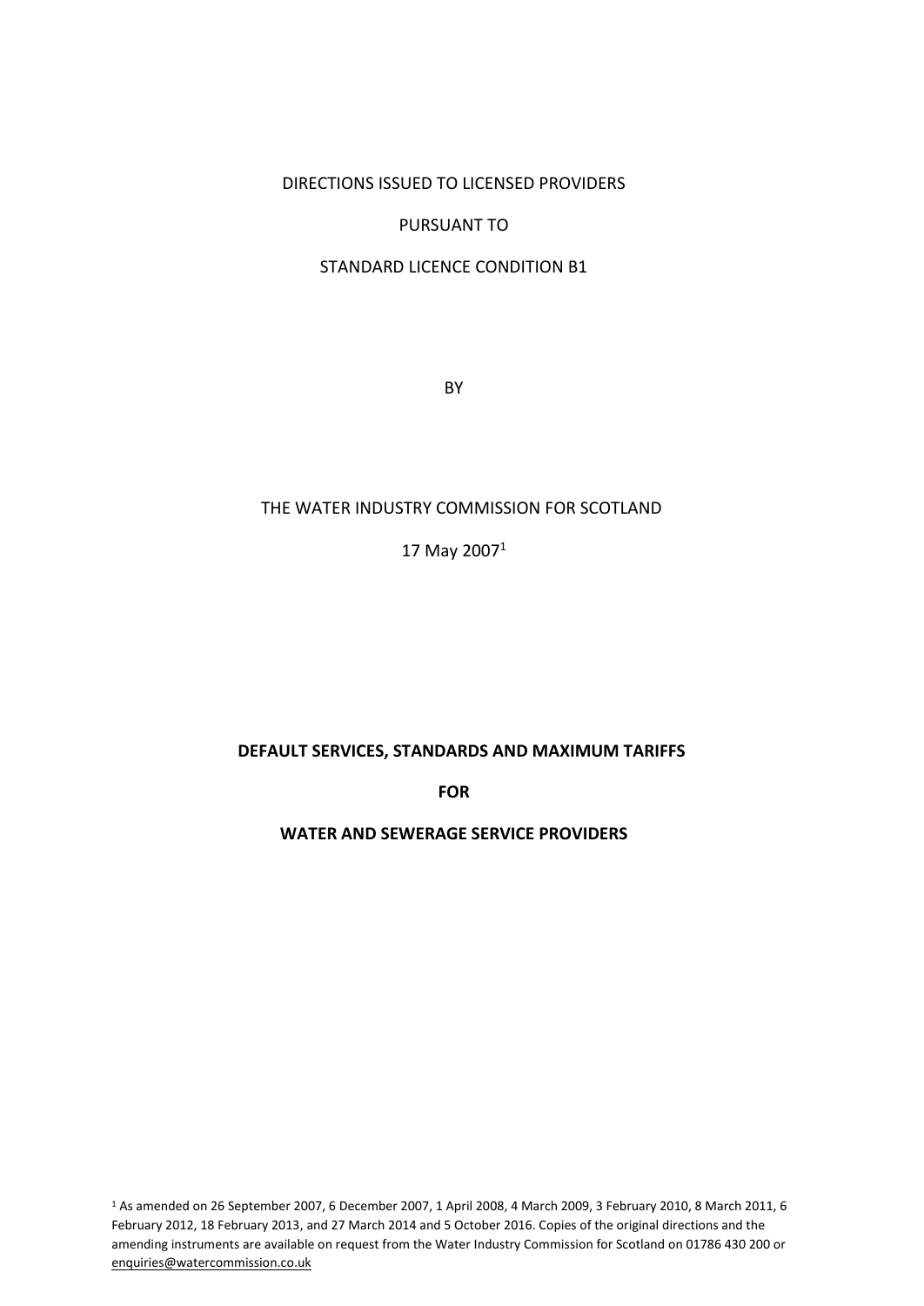DIRECTIONS ISSUED TO LICENSED PROVIDERS

PURSUANT TO

STANDARD LICENCE CONDITION B1

BY

THE WATER INDUSTRY COMMISSION FOR SCOTLAND

17 May 2007[1]

# DEFAULT SERVICES, STANDARDS AND MAXIMUM TARIFFS

# FOR

# WATER AND SEWERAGE SERVICE PROVIDERS

[1] As amended on 26 September 2007, 6 December 2007, 1 April 2008, 4 March 2009, 3 February 2010, 8 March 2011, 6 February 2012, 18 February 2013, and 27 March 2014 and 5 October 2016. Copies of the original directions and the amending instruments are available on request from the Water Industry Commission for Scotland on 01786 430 200 or enquiries@watercommission.co.uk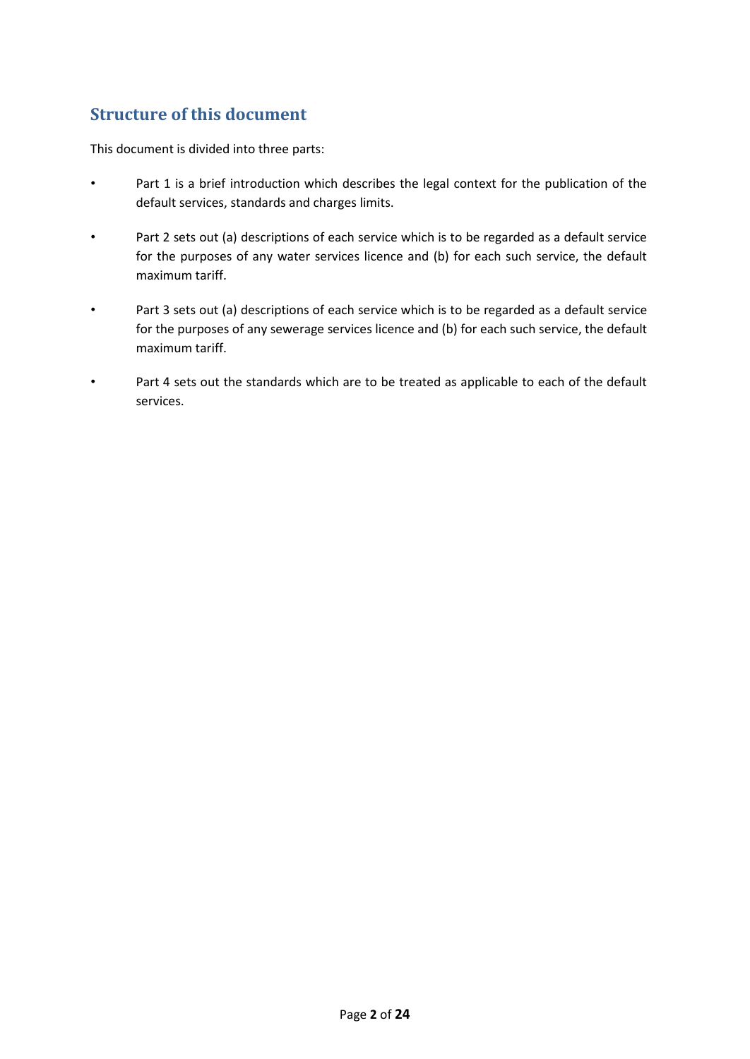## Structure of this document

This document is divided into three parts:

- Part 1 is a brief introduction which describes the legal context for the publication of the default services, standards and charges limits.
- Part 2 sets out (a) descriptions of each service which is to be regarded as a default service for the purposes of any water services licence and (b) for each such service, the default maximum tariff.
- Part 3 sets out (a) descriptions of each service which is to be regarded as a default service for the purposes of any sewerage services licence and (b) for each such service, the default maximum tariff.
- Part 4 sets out the standards which are to be treated as applicable to each of the default services.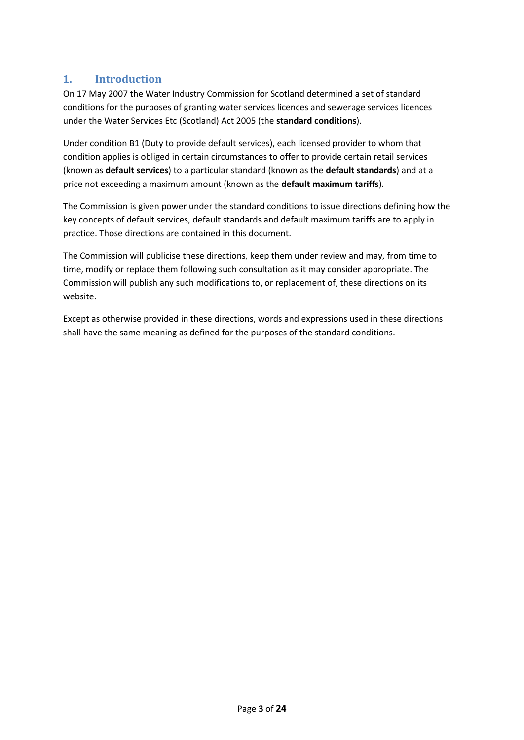## 1. Introduction

On 17 May 2007 the Water Industry Commission for Scotland determined a set of standard conditions for the purposes of granting water services licences and sewerage services licences under the Water Services Etc (Scotland) Act 2005 (the **standard conditions**).

Under condition B1 (Duty to provide default services), each licensed provider to whom that condition applies is obliged in certain circumstances to offer to provide certain retail services (known as **default services**) to a particular standard (known as the **default standards**) and at a price not exceeding a maximum amount (known as the **default maximum tariffs**).

The Commission is given power under the standard conditions to issue directions defining how the key concepts of default services, default standards and default maximum tariffs are to apply in practice. Those directions are contained in this document.

The Commission will publicise these directions, keep them under review and may, from time to time, modify or replace them following such consultation as it may consider appropriate. The Commission will publish any such modifications to, or replacement of, these directions on its website.

Except as otherwise provided in these directions, words and expressions used in these directions shall have the same meaning as defined for the purposes of the standard conditions.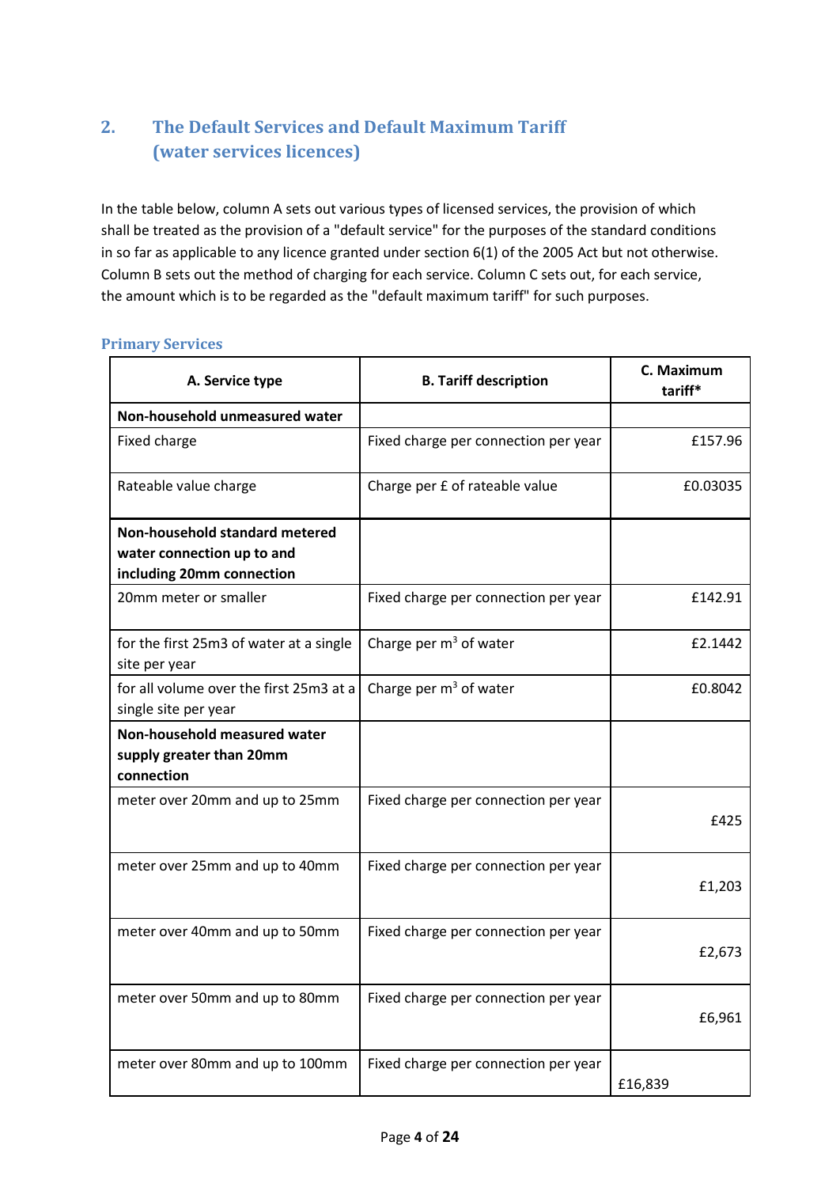## 2. The Default Services and Default Maximum Tariff (water services licences)

In the table below, column A sets out various types of licensed services, the provision of which shall be treated as the provision of a "default service" for the purposes of the standard conditions in so far as applicable to any licence granted under section 6(1) of the 2005 Act but not otherwise. Column B sets out the method of charging for each service. Column C sets out, for each service, the amount which is to be regarded as the "default maximum tariff" for such purposes.

### Primary Services

| A. Service type | B. Tariff description | C. Maximum tariff* |
|---|---|---|
| **Non-household unmeasured water** | | |
| Fixed charge | Fixed charge per connection per year | £157.96 |
| Rateable value charge | Charge per £ of rateable value | £0.03035 |
| **Non-household standard metered water connection up to and including 20mm connection** | | |
| 20mm meter or smaller | Fixed charge per connection per year | £142.91 |
| for the first 25m3 of water at a single site per year | Charge per $m^3$ of water | £2.1442 |
| for all volume over the first 25m3 at a single site per year | Charge per $m^3$ of water | £0.8042 |
| **Non-household measured water supply greater than 20mm connection** | | |
| meter over 20mm and up to 25mm | Fixed charge per connection per year | £425 |
| meter over 25mm and up to 40mm | Fixed charge per connection per year | £1,203 |
| meter over 40mm and up to 50mm | Fixed charge per connection per year | £2,673 |
| meter over 50mm and up to 80mm | Fixed charge per connection per year | £6,961 |
| meter over 80mm and up to 100mm | Fixed charge per connection per year | £16,839 |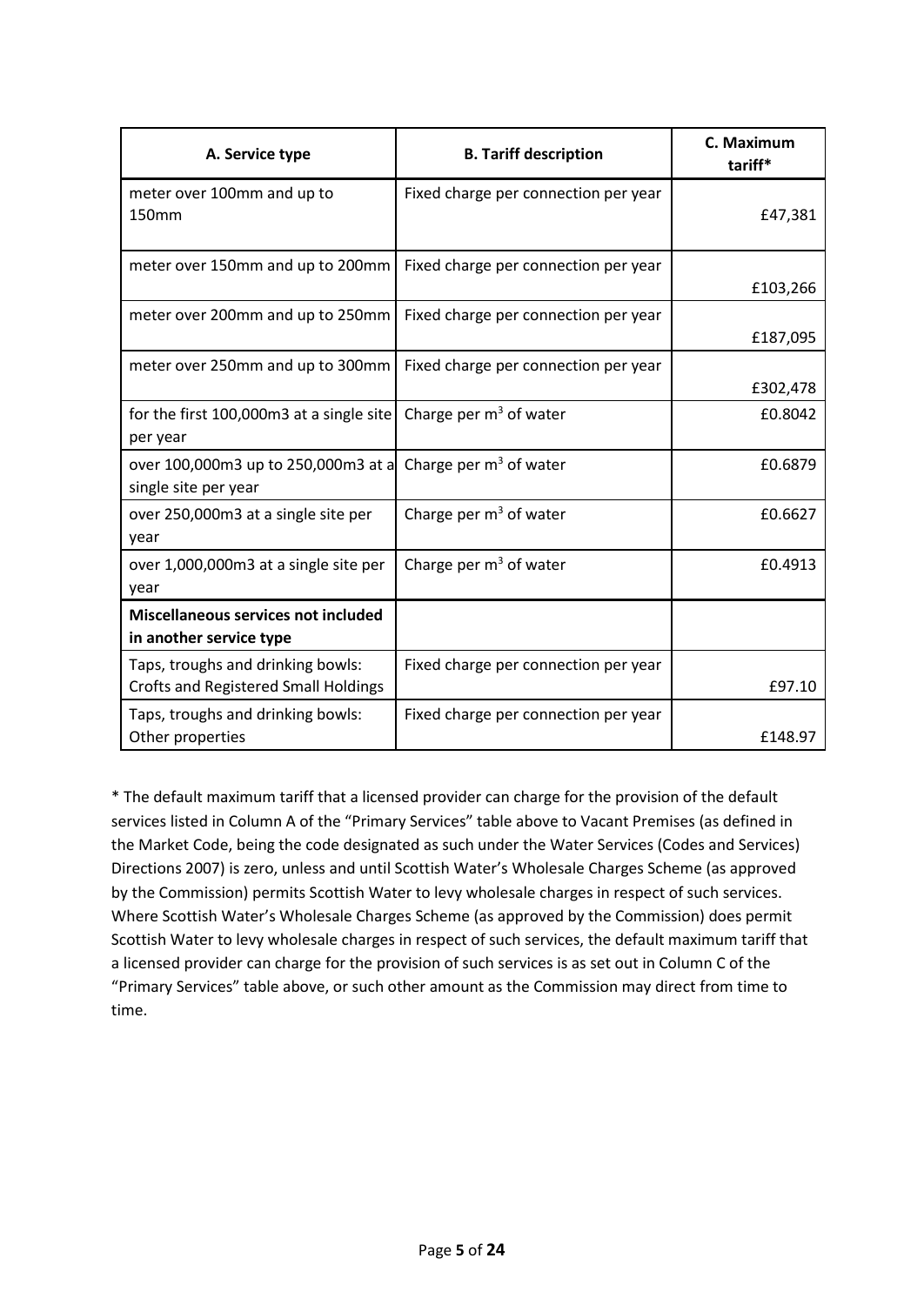| A. Service type | B. Tariff description | C. Maximum tariff* |
|---|---|---|
| meter over 100mm and up to 150mm | Fixed charge per connection per year | £47,381 |
| meter over 150mm and up to 200mm | Fixed charge per connection per year | £103,266 |
| meter over 200mm and up to 250mm | Fixed charge per connection per year | £187,095 |
| meter over 250mm and up to 300mm | Fixed charge per connection per year | £302,478 |
| for the first 100,000m3 at a single site per year | Charge per $m^3$ of water | £0.8042 |
| over 100,000m3 up to 250,000m3 at a single site per year | Charge per $m^3$ of water | £0.6879 |
| over 250,000m3 at a single site per year | Charge per $m^3$ of water | £0.6627 |
| over 1,000,000m3 at a single site per year | Charge per $m^3$ of water | £0.4913 |
| **Miscellaneous services not included in another service type** | | |
| Taps, troughs and drinking bowls: Crofts and Registered Small Holdings | Fixed charge per connection per year | £97.10 |
| Taps, troughs and drinking bowls: Other properties | Fixed charge per connection per year | £148.97 |

* The default maximum tariff that a licensed provider can charge for the provision of the default services listed in Column A of the "Primary Services" table above to Vacant Premises (as defined in the Market Code, being the code designated as such under the Water Services (Codes and Services) Directions 2007) is zero, unless and until Scottish Water's Wholesale Charges Scheme (as approved by the Commission) permits Scottish Water to levy wholesale charges in respect of such services. Where Scottish Water's Wholesale Charges Scheme (as approved by the Commission) does permit Scottish Water to levy wholesale charges in respect of such services, the default maximum tariff that a licensed provider can charge for the provision of such services is as set out in Column C of the "Primary Services" table above, or such other amount as the Commission may direct from time to time.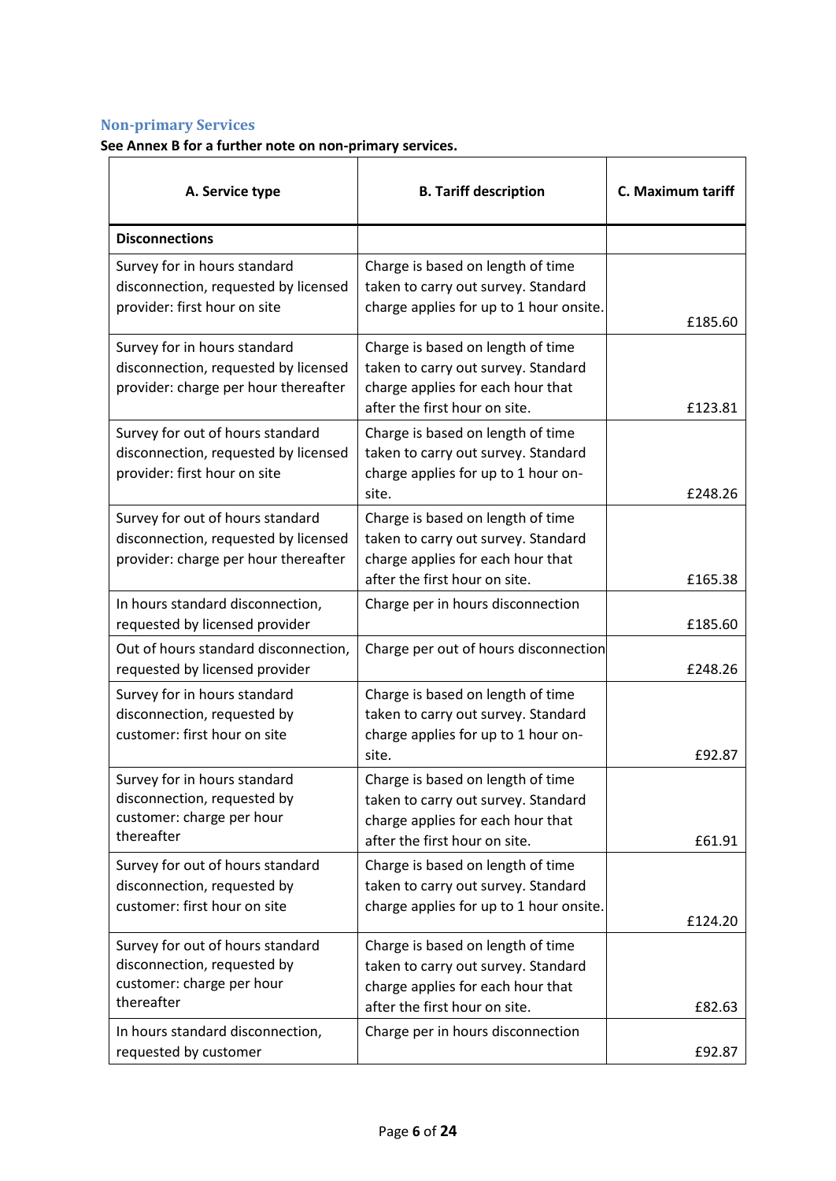## Non-primary Services

**See Annex B for a further note on non-primary services.**

| A. Service type | B. Tariff description | C. Maximum tariff |
|---|---|---|
| **Disconnections** | | |
| Survey for in hours standard disconnection, requested by licensed provider: first hour on site | Charge is based on length of time taken to carry out survey. Standard charge applies for up to 1 hour onsite. | £185.60 |
| Survey for in hours standard disconnection, requested by licensed provider: charge per hour thereafter | Charge is based on length of time taken to carry out survey. Standard charge applies for each hour that after the first hour on site. | £123.81 |
| Survey for out of hours standard disconnection, requested by licensed provider: first hour on site | Charge is based on length of time taken to carry out survey. Standard charge applies for up to 1 hour on-site. | £248.26 |
| Survey for out of hours standard disconnection, requested by licensed provider: charge per hour thereafter | Charge is based on length of time taken to carry out survey. Standard charge applies for each hour that after the first hour on site. | £165.38 |
| In hours standard disconnection, requested by licensed provider | Charge per in hours disconnection | £185.60 |
| Out of hours standard disconnection, requested by licensed provider | Charge per out of hours disconnection | £248.26 |
| Survey for in hours standard disconnection, requested by customer: first hour on site | Charge is based on length of time taken to carry out survey. Standard charge applies for up to 1 hour on-site. | £92.87 |
| Survey for in hours standard disconnection, requested by customer: charge per hour thereafter | Charge is based on length of time taken to carry out survey. Standard charge applies for each hour that after the first hour on site. | £61.91 |
| Survey for out of hours standard disconnection, requested by customer: first hour on site | Charge is based on length of time taken to carry out survey. Standard charge applies for up to 1 hour onsite. | £124.20 |
| Survey for out of hours standard disconnection, requested by customer: charge per hour thereafter | Charge is based on length of time taken to carry out survey. Standard charge applies for each hour that after the first hour on site. | £82.63 |
| In hours standard disconnection, requested by customer | Charge per in hours disconnection | £92.87 |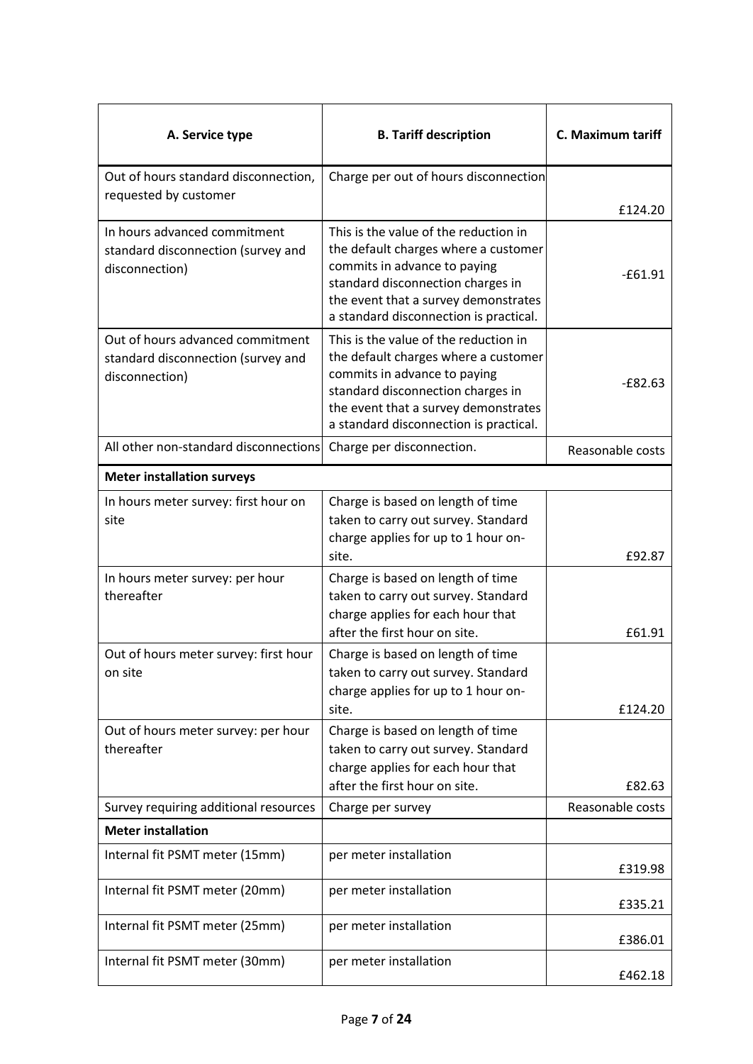| A. Service type | B. Tariff description | C. Maximum tariff |
|---|---|---|
| Out of hours standard disconnection, requested by customer | Charge per out of hours disconnection | £124.20 |
| In hours advanced commitment standard disconnection (survey and disconnection) | This is the value of the reduction in the default charges where a customer commits in advance to paying standard disconnection charges in the event that a survey demonstrates a standard disconnection is practical. | -£61.91 |
| Out of hours advanced commitment standard disconnection (survey and disconnection) | This is the value of the reduction in the default charges where a customer commits in advance to paying standard disconnection charges in the event that a survey demonstrates a standard disconnection is practical. | -£82.63 |
| All other non-standard disconnections | Charge per disconnection. | Reasonable costs |
| **Meter installation surveys** | | |
| In hours meter survey: first hour on site | Charge is based on length of time taken to carry out survey. Standard charge applies for up to 1 hour on-site. | £92.87 |
| In hours meter survey: per hour thereafter | Charge is based on length of time taken to carry out survey. Standard charge applies for each hour that after the first hour on site. | £61.91 |
| Out of hours meter survey: first hour on site | Charge is based on length of time taken to carry out survey. Standard charge applies for up to 1 hour on-site. | £124.20 |
| Out of hours meter survey: per hour thereafter | Charge is based on length of time taken to carry out survey. Standard charge applies for each hour that after the first hour on site. | £82.63 |
| Survey requiring additional resources | Charge per survey | Reasonable costs |
| **Meter installation** | | |
| Internal fit PSMT meter (15mm) | per meter installation | £319.98 |
| Internal fit PSMT meter (20mm) | per meter installation | £335.21 |
| Internal fit PSMT meter (25mm) | per meter installation | £386.01 |
| Internal fit PSMT meter (30mm) | per meter installation | £462.18 |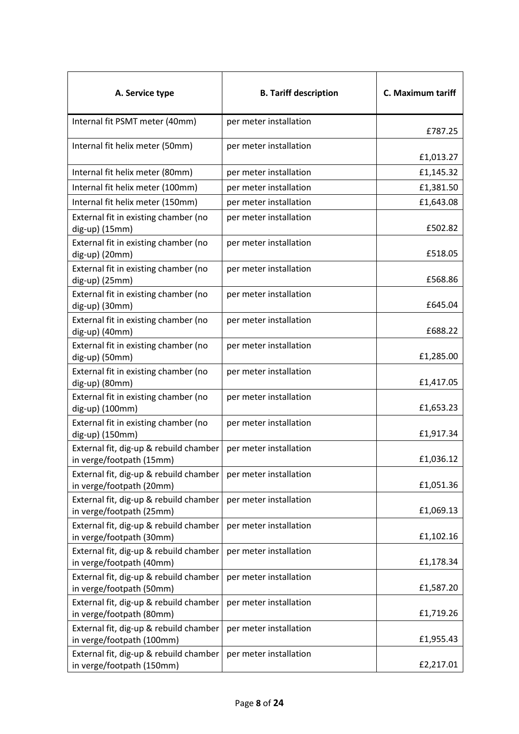| A. Service type | B. Tariff description | C. Maximum tariff |
| --- | --- | --- |
| Internal fit PSMT meter (40mm) | per meter installation | £787.25 |
| Internal fit helix meter (50mm) | per meter installation | £1,013.27 |
| Internal fit helix meter (80mm) | per meter installation | £1,145.32 |
| Internal fit helix meter (100mm) | per meter installation | £1,381.50 |
| Internal fit helix meter (150mm) | per meter installation | £1,643.08 |
| External fit in existing chamber (no dig-up) (15mm) | per meter installation | £502.82 |
| External fit in existing chamber (no dig-up) (20mm) | per meter installation | £518.05 |
| External fit in existing chamber (no dig-up) (25mm) | per meter installation | £568.86 |
| External fit in existing chamber (no dig-up) (30mm) | per meter installation | £645.04 |
| External fit in existing chamber (no dig-up) (40mm) | per meter installation | £688.22 |
| External fit in existing chamber (no dig-up) (50mm) | per meter installation | £1,285.00 |
| External fit in existing chamber (no dig-up) (80mm) | per meter installation | £1,417.05 |
| External fit in existing chamber (no dig-up) (100mm) | per meter installation | £1,653.23 |
| External fit in existing chamber (no dig-up) (150mm) | per meter installation | £1,917.34 |
| External fit, dig-up & rebuild chamber in verge/footpath (15mm) | per meter installation | £1,036.12 |
| External fit, dig-up & rebuild chamber in verge/footpath (20mm) | per meter installation | £1,051.36 |
| External fit, dig-up & rebuild chamber in verge/footpath (25mm) | per meter installation | £1,069.13 |
| External fit, dig-up & rebuild chamber in verge/footpath (30mm) | per meter installation | £1,102.16 |
| External fit, dig-up & rebuild chamber in verge/footpath (40mm) | per meter installation | £1,178.34 |
| External fit, dig-up & rebuild chamber in verge/footpath (50mm) | per meter installation | £1,587.20 |
| External fit, dig-up & rebuild chamber in verge/footpath (80mm) | per meter installation | £1,719.26 |
| External fit, dig-up & rebuild chamber in verge/footpath (100mm) | per meter installation | £1,955.43 |
| External fit, dig-up & rebuild chamber in verge/footpath (150mm) | per meter installation | £2,217.01 |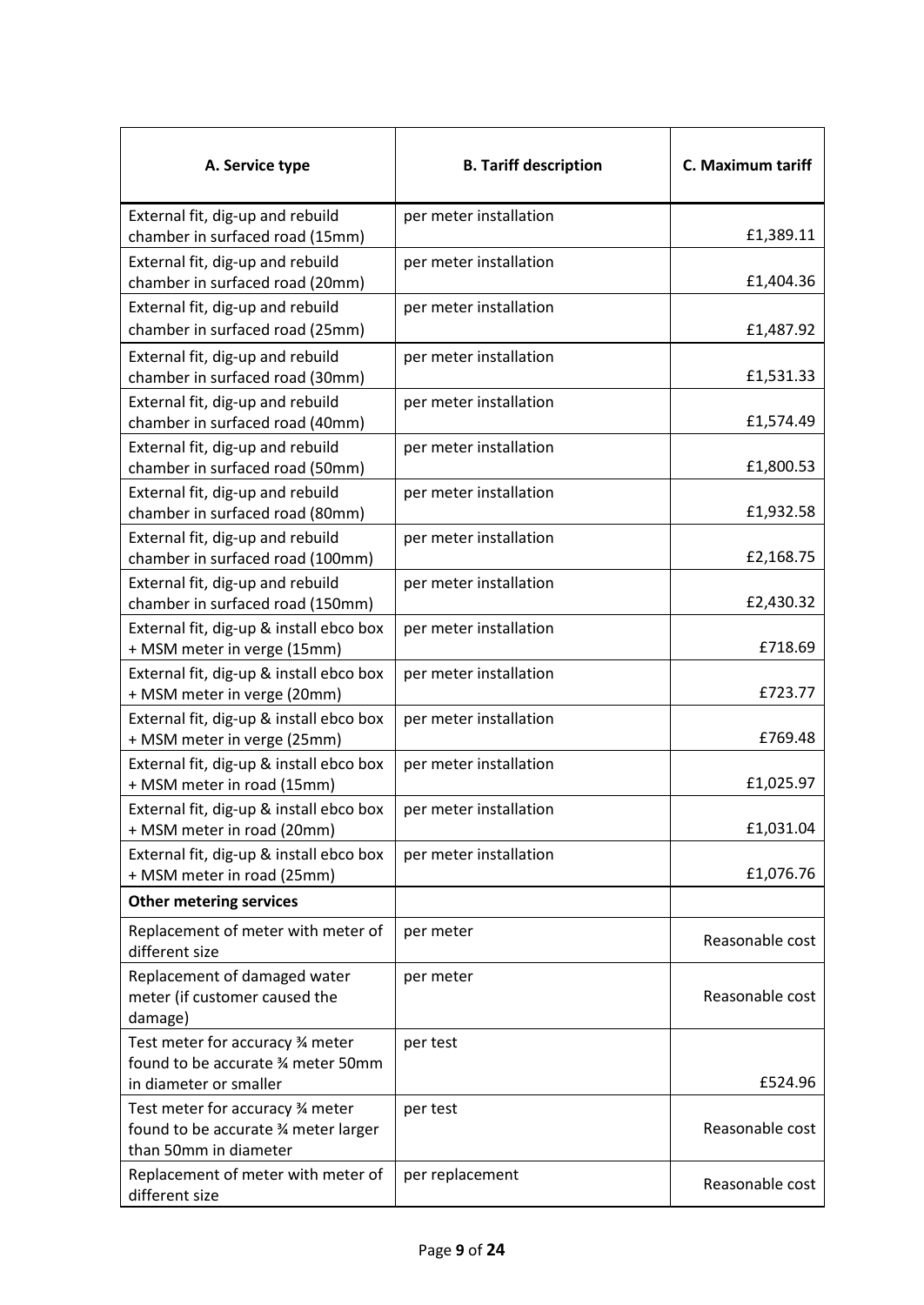| A. Service type | B. Tariff description | C. Maximum tariff |
| --- | --- | --- |
| External fit, dig-up and rebuild chamber in surfaced road (15mm) | per meter installation | £1,389.11 |
| External fit, dig-up and rebuild chamber in surfaced road (20mm) | per meter installation | £1,404.36 |
| External fit, dig-up and rebuild chamber in surfaced road (25mm) | per meter installation | £1,487.92 |
| External fit, dig-up and rebuild chamber in surfaced road (30mm) | per meter installation | £1,531.33 |
| External fit, dig-up and rebuild chamber in surfaced road (40mm) | per meter installation | £1,574.49 |
| External fit, dig-up and rebuild chamber in surfaced road (50mm) | per meter installation | £1,800.53 |
| External fit, dig-up and rebuild chamber in surfaced road (80mm) | per meter installation | £1,932.58 |
| External fit, dig-up and rebuild chamber in surfaced road (100mm) | per meter installation | £2,168.75 |
| External fit, dig-up and rebuild chamber in surfaced road (150mm) | per meter installation | £2,430.32 |
| External fit, dig-up & install ebco box + MSM meter in verge (15mm) | per meter installation | £718.69 |
| External fit, dig-up & install ebco box + MSM meter in verge (20mm) | per meter installation | £723.77 |
| External fit, dig-up & install ebco box + MSM meter in verge (25mm) | per meter installation | £769.48 |
| External fit, dig-up & install ebco box + MSM meter in road (15mm) | per meter installation | £1,025.97 |
| External fit, dig-up & install ebco box + MSM meter in road (20mm) | per meter installation | £1,031.04 |
| External fit, dig-up & install ebco box + MSM meter in road (25mm) | per meter installation | £1,076.76 |
| **Other metering services** | | |
| Replacement of meter with meter of different size | per meter | Reasonable cost |
| Replacement of damaged water meter (if customer caused the damage) | per meter | Reasonable cost |
| Test meter for accuracy ¾ meter found to be accurate ¾ meter 50mm in diameter or smaller | per test | £524.96 |
| Test meter for accuracy ¾ meter found to be accurate ¾ meter larger than 50mm in diameter | per test | Reasonable cost |
| Replacement of meter with meter of different size | per replacement | Reasonable cost |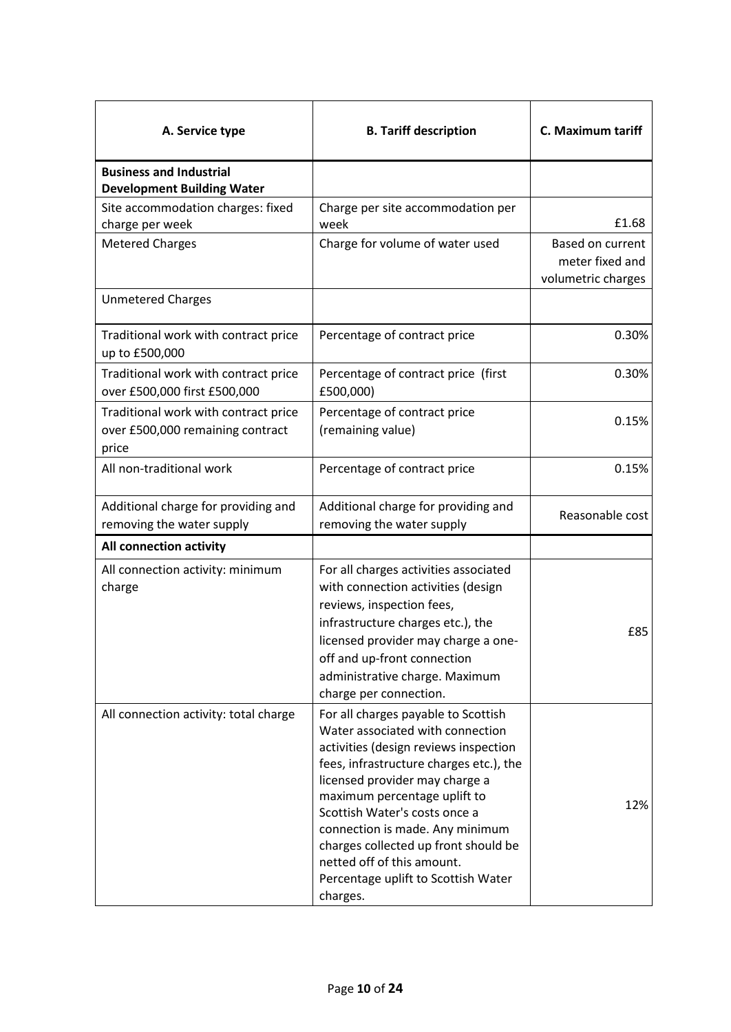| A. Service type | B. Tariff description | C. Maximum tariff |
|---|---|---|
| **Business and Industrial Development Building Water** | | |
| Site accommodation charges: fixed charge per week | Charge per site accommodation per week | £1.68 |
| Metered Charges | Charge for volume of water used | Based on current meter fixed and volumetric charges |
| Unmetered Charges | | |
| Traditional work with contract price up to £500,000 | Percentage of contract price | 0.30% |
| Traditional work with contract price over £500,000 first £500,000 | Percentage of contract price (first £500,000) | 0.30% |
| Traditional work with contract price over £500,000 remaining contract price | Percentage of contract price (remaining value) | 0.15% |
| All non-traditional work | Percentage of contract price | 0.15% |
| Additional charge for providing and removing the water supply | Additional charge for providing and removing the water supply | Reasonable cost |
| **All connection activity** | | |
| All connection activity: minimum charge | For all charges activities associated with connection activities (design reviews, inspection fees, infrastructure charges etc.), the licensed provider may charge a one-off and up-front connection administrative charge. Maximum charge per connection. | £85 |
| All connection activity: total charge | For all charges payable to Scottish Water associated with connection activities (design reviews inspection fees, infrastructure charges etc.), the licensed provider may charge a maximum percentage uplift to Scottish Water's costs once a connection is made. Any minimum charges collected up front should be netted off of this amount. Percentage uplift to Scottish Water charges. | 12% |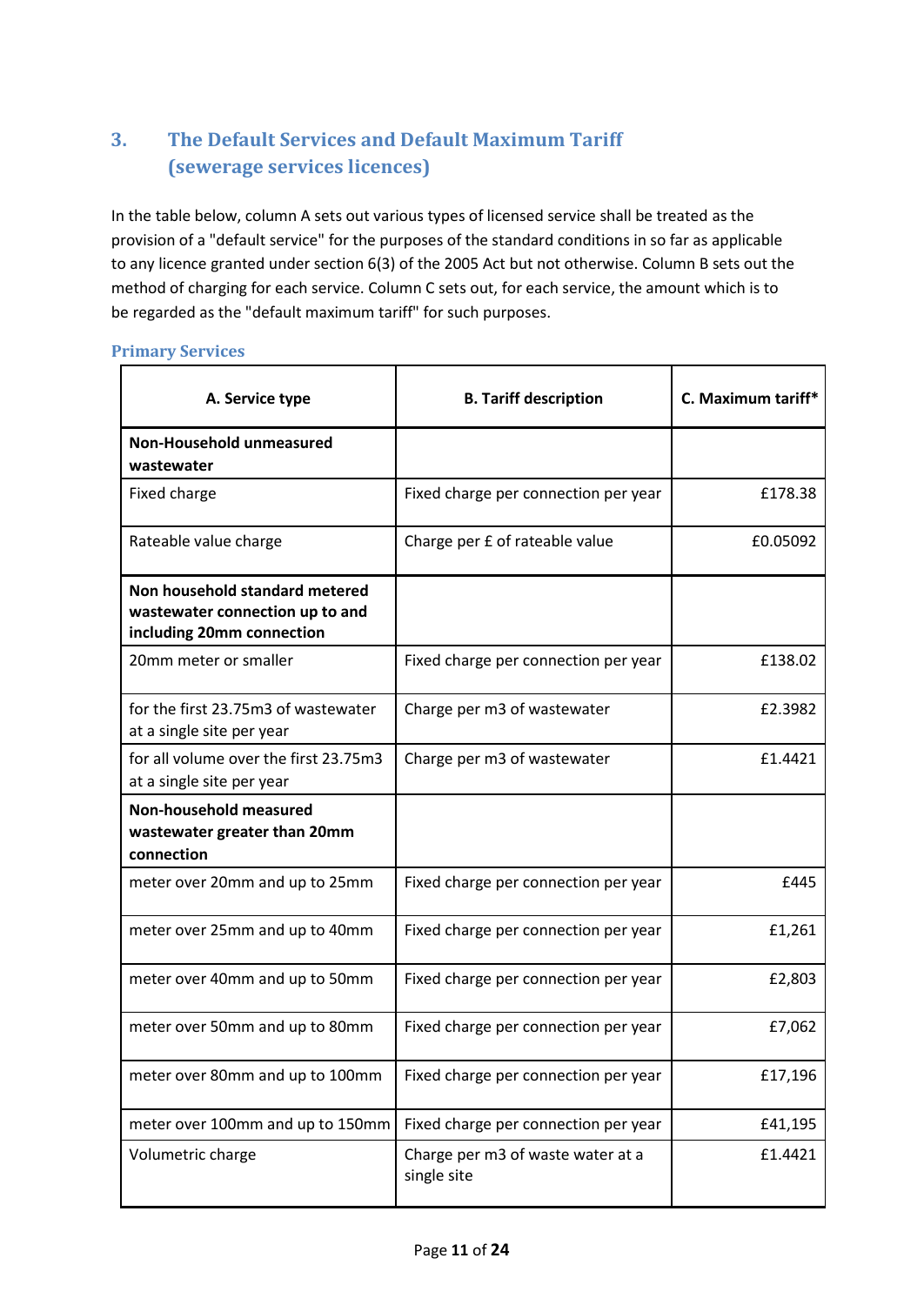## 3. The Default Services and Default Maximum Tariff (sewerage services licences)

In the table below, column A sets out various types of licensed service shall be treated as the provision of a "default service" for the purposes of the standard conditions in so far as applicable to any licence granted under section 6(3) of the 2005 Act but not otherwise. Column B sets out the method of charging for each service. Column C sets out, for each service, the amount which is to be regarded as the "default maximum tariff" for such purposes.

### Primary Services

| A. Service type | B. Tariff description | C. Maximum tariff* |
|---|---|---|
| **Non-Household unmeasured wastewater** | | |
| Fixed charge | Fixed charge per connection per year | £178.38 |
| Rateable value charge | Charge per £ of rateable value | £0.05092 |
| **Non household standard metered wastewater connection up to and including 20mm connection** | | |
| 20mm meter or smaller | Fixed charge per connection per year | £138.02 |
| for the first 23.75m3 of wastewater at a single site per year | Charge per m3 of wastewater | £2.3982 |
| for all volume over the first 23.75m3 at a single site per year | Charge per m3 of wastewater | £1.4421 |
| **Non-household measured wastewater greater than 20mm connection** | | |
| meter over 20mm and up to 25mm | Fixed charge per connection per year | £445 |
| meter over 25mm and up to 40mm | Fixed charge per connection per year | £1,261 |
| meter over 40mm and up to 50mm | Fixed charge per connection per year | £2,803 |
| meter over 50mm and up to 80mm | Fixed charge per connection per year | £7,062 |
| meter over 80mm and up to 100mm | Fixed charge per connection per year | £17,196 |
| meter over 100mm and up to 150mm | Fixed charge per connection per year | £41,195 |
| Volumetric charge | Charge per m3 of waste water at a single site | £1.4421 |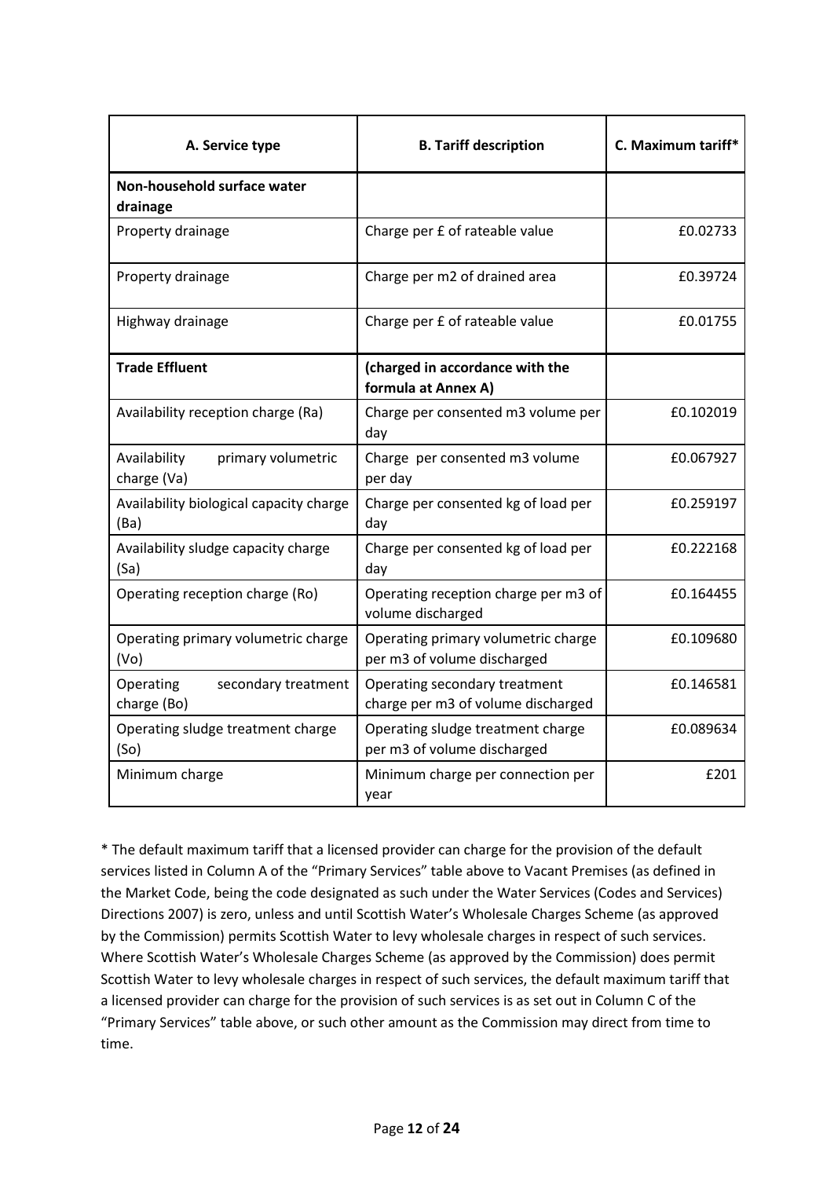| A. Service type | B. Tariff description | C. Maximum tariff* |
| --- | --- | --- |
| **Non-household surface water drainage** | | |
| Property drainage | Charge per £ of rateable value | £0.02733 |
| Property drainage | Charge per m2 of drained area | £0.39724 |
| Highway drainage | Charge per £ of rateable value | £0.01755 |
| **Trade Effluent** | **(charged in accordance with the formula at Annex A)** | |
| Availability reception charge (Ra) | Charge per consented m3 volume per day | £0.102019 |
| Availability primary volumetric charge (Va) | Charge per consented m3 volume per day | £0.067927 |
| Availability biological capacity charge (Ba) | Charge per consented kg of load per day | £0.259197 |
| Availability sludge capacity charge (Sa) | Charge per consented kg of load per day | £0.222168 |
| Operating reception charge (Ro) | Operating reception charge per m3 of volume discharged | £0.164455 |
| Operating primary volumetric charge (Vo) | Operating primary volumetric charge per m3 of volume discharged | £0.109680 |
| Operating secondary treatment charge (Bo) | Operating secondary treatment charge per m3 of volume discharged | £0.146581 |
| Operating sludge treatment charge (So) | Operating sludge treatment charge per m3 of volume discharged | £0.089634 |
| Minimum charge | Minimum charge per connection per year | £201 |

* The default maximum tariff that a licensed provider can charge for the provision of the default services listed in Column A of the "Primary Services" table above to Vacant Premises (as defined in the Market Code, being the code designated as such under the Water Services (Codes and Services) Directions 2007) is zero, unless and until Scottish Water's Wholesale Charges Scheme (as approved by the Commission) permits Scottish Water to levy wholesale charges in respect of such services. Where Scottish Water's Wholesale Charges Scheme (as approved by the Commission) does permit Scottish Water to levy wholesale charges in respect of such services, the default maximum tariff that a licensed provider can charge for the provision of such services is as set out in Column C of the "Primary Services" table above, or such other amount as the Commission may direct from time to time.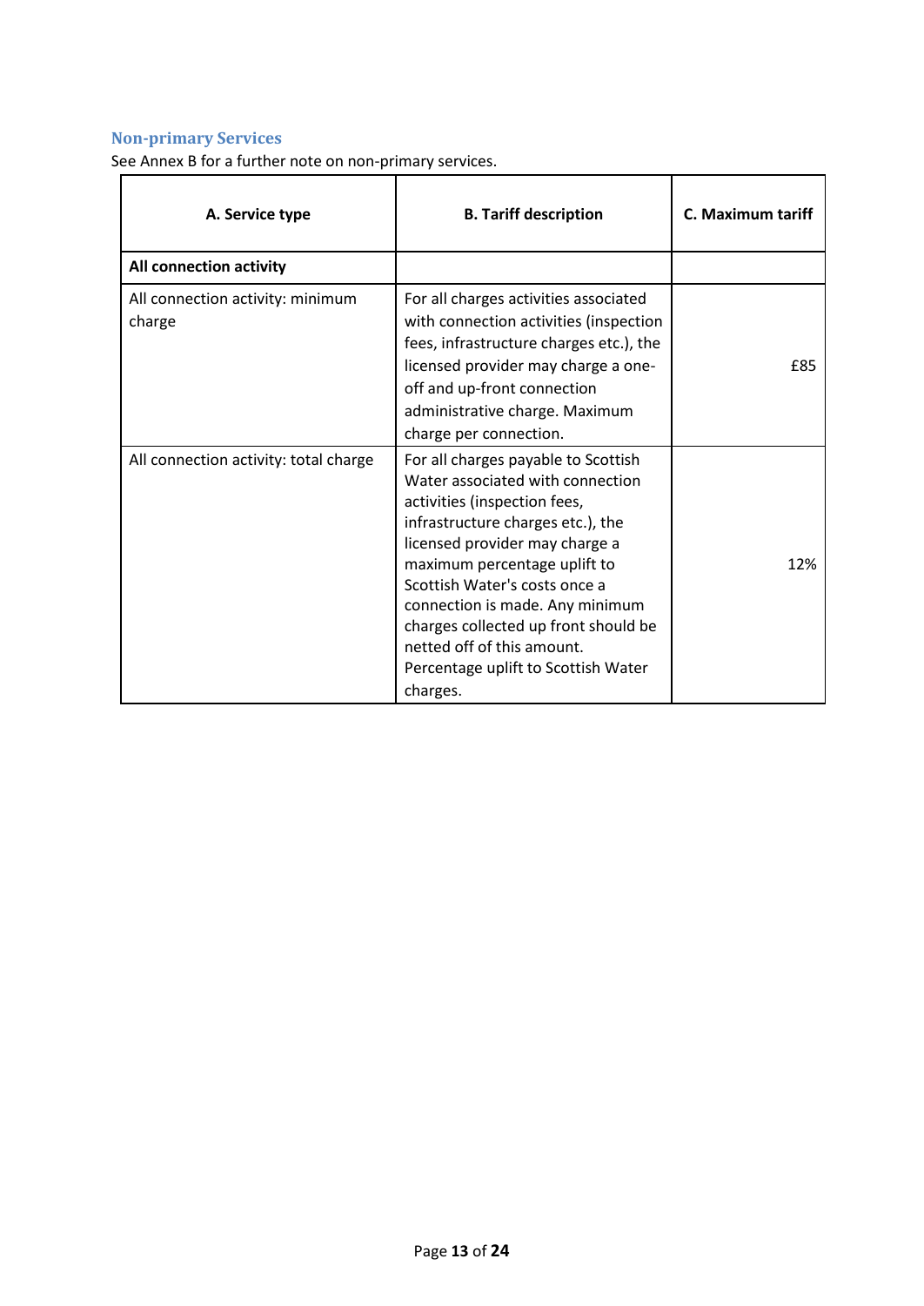### Non-primary Services

See Annex B for a further note on non-primary services.

| A. Service type | B. Tariff description | C. Maximum tariff |
| --- | --- | --- |
| **All connection activity** | | |
| All connection activity: minimum charge | For all charges activities associated with connection activities (inspection fees, infrastructure charges etc.), the licensed provider may charge a one-off and up-front connection administrative charge. Maximum charge per connection. | £85 |
| All connection activity: total charge | For all charges payable to Scottish Water associated with connection activities (inspection fees, infrastructure charges etc.), the licensed provider may charge a maximum percentage uplift to Scottish Water's costs once a connection is made. Any minimum charges collected up front should be netted off of this amount. Percentage uplift to Scottish Water charges. | 12% |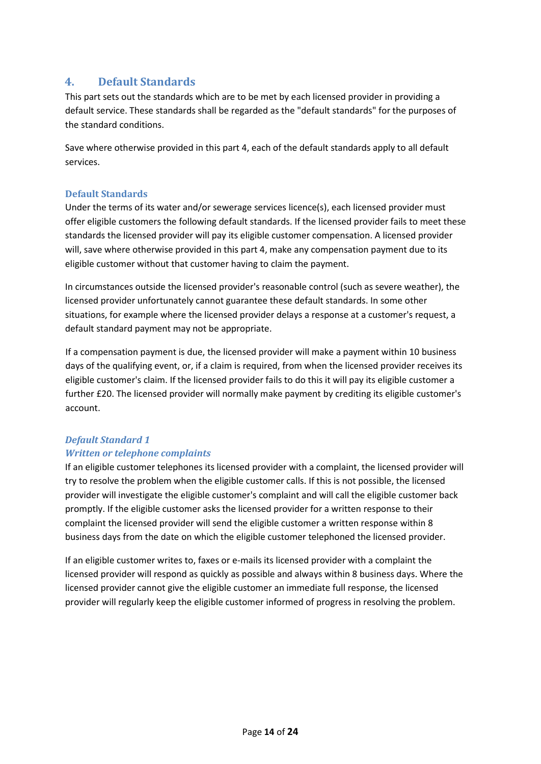## 4. Default Standards

This part sets out the standards which are to be met by each licensed provider in providing a default service. These standards shall be regarded as the "default standards" for the purposes of the standard conditions.

Save where otherwise provided in this part 4, each of the default standards apply to all default services.

### Default Standards

Under the terms of its water and/or sewerage services licence(s), each licensed provider must offer eligible customers the following default standards. If the licensed provider fails to meet these standards the licensed provider will pay its eligible customer compensation. A licensed provider will, save where otherwise provided in this part 4, make any compensation payment due to its eligible customer without that customer having to claim the payment.

In circumstances outside the licensed provider's reasonable control (such as severe weather), the licensed provider unfortunately cannot guarantee these default standards. In some other situations, for example where the licensed provider delays a response at a customer's request, a default standard payment may not be appropriate.

If a compensation payment is due, the licensed provider will make a payment within 10 business days of the qualifying event, or, if a claim is required, from when the licensed provider receives its eligible customer's claim. If the licensed provider fails to do this it will pay its eligible customer a further £20. The licensed provider will normally make payment by crediting its eligible customer's account.

#### *Default Standard 1*
#### *Written or telephone complaints*

If an eligible customer telephones its licensed provider with a complaint, the licensed provider will try to resolve the problem when the eligible customer calls. If this is not possible, the licensed provider will investigate the eligible customer's complaint and will call the eligible customer back promptly. If the eligible customer asks the licensed provider for a written response to their complaint the licensed provider will send the eligible customer a written response within 8 business days from the date on which the eligible customer telephoned the licensed provider.

If an eligible customer writes to, faxes or e-mails its licensed provider with a complaint the licensed provider will respond as quickly as possible and always within 8 business days. Where the licensed provider cannot give the eligible customer an immediate full response, the licensed provider will regularly keep the eligible customer informed of progress in resolving the problem.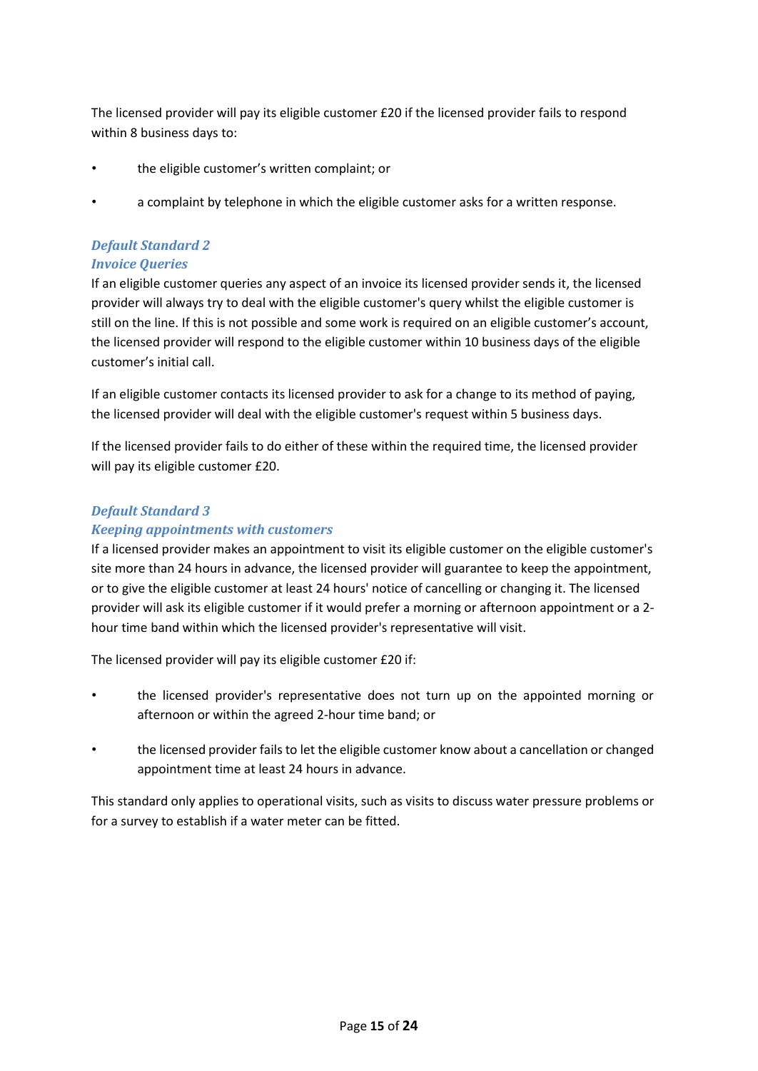The licensed provider will pay its eligible customer £20 if the licensed provider fails to respond within 8 business days to:

- the eligible customer’s written complaint; or
- a complaint by telephone in which the eligible customer asks for a written response.

### *Default Standard 2*
### *Invoice Queries*

If an eligible customer queries any aspect of an invoice its licensed provider sends it, the licensed provider will always try to deal with the eligible customer's query whilst the eligible customer is still on the line. If this is not possible and some work is required on an eligible customer’s account, the licensed provider will respond to the eligible customer within 10 business days of the eligible customer’s initial call.

If an eligible customer contacts its licensed provider to ask for a change to its method of paying, the licensed provider will deal with the eligible customer's request within 5 business days.

If the licensed provider fails to do either of these within the required time, the licensed provider will pay its eligible customer £20.

### *Default Standard 3*
### *Keeping appointments with customers*

If a licensed provider makes an appointment to visit its eligible customer on the eligible customer's site more than 24 hours in advance, the licensed provider will guarantee to keep the appointment, or to give the eligible customer at least 24 hours' notice of cancelling or changing it. The licensed provider will ask its eligible customer if it would prefer a morning or afternoon appointment or a 2-hour time band within which the licensed provider's representative will visit.

The licensed provider will pay its eligible customer £20 if:

- the licensed provider's representative does not turn up on the appointed morning or afternoon or within the agreed 2-hour time band; or
- the licensed provider fails to let the eligible customer know about a cancellation or changed appointment time at least 24 hours in advance.

This standard only applies to operational visits, such as visits to discuss water pressure problems or for a survey to establish if a water meter can be fitted.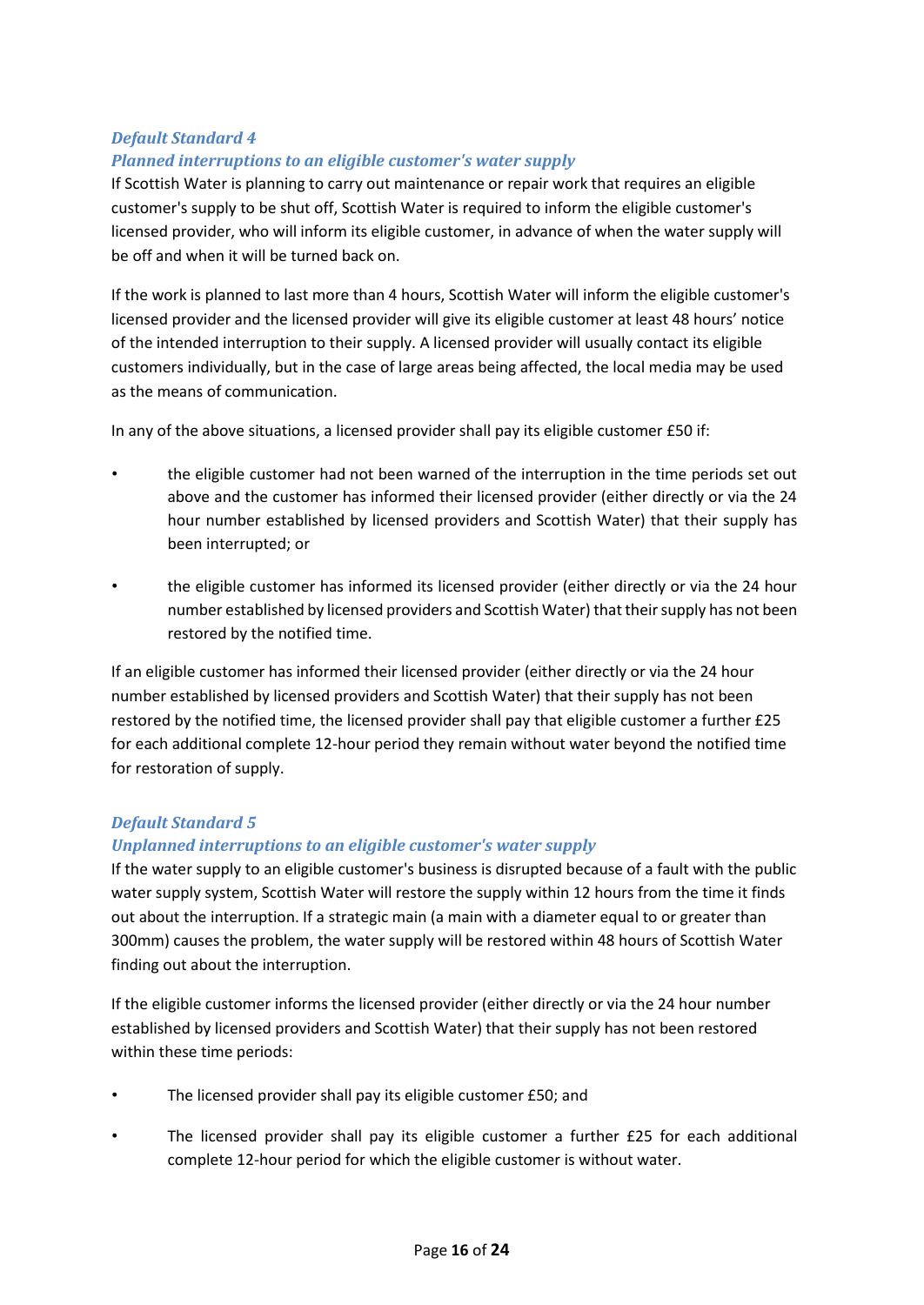### *Default Standard 4*

### *Planned interruptions to an eligible customer's water supply*

If Scottish Water is planning to carry out maintenance or repair work that requires an eligible customer's supply to be shut off, Scottish Water is required to inform the eligible customer's licensed provider, who will inform its eligible customer, in advance of when the water supply will be off and when it will be turned back on.

If the work is planned to last more than 4 hours, Scottish Water will inform the eligible customer's licensed provider and the licensed provider will give its eligible customer at least 48 hours' notice of the intended interruption to their supply. A licensed provider will usually contact its eligible customers individually, but in the case of large areas being affected, the local media may be used as the means of communication.

In any of the above situations, a licensed provider shall pay its eligible customer £50 if:

- the eligible customer had not been warned of the interruption in the time periods set out above and the customer has informed their licensed provider (either directly or via the 24 hour number established by licensed providers and Scottish Water) that their supply has been interrupted; or
- the eligible customer has informed its licensed provider (either directly or via the 24 hour number established by licensed providers and Scottish Water) that their supply has not been restored by the notified time.

If an eligible customer has informed their licensed provider (either directly or via the 24 hour number established by licensed providers and Scottish Water) that their supply has not been restored by the notified time, the licensed provider shall pay that eligible customer a further £25 for each additional complete 12-hour period they remain without water beyond the notified time for restoration of supply.

### *Default Standard 5*

### *Unplanned interruptions to an eligible customer's water supply*

If the water supply to an eligible customer's business is disrupted because of a fault with the public water supply system, Scottish Water will restore the supply within 12 hours from the time it finds out about the interruption. If a strategic main (a main with a diameter equal to or greater than 300mm) causes the problem, the water supply will be restored within 48 hours of Scottish Water finding out about the interruption.

If the eligible customer informs the licensed provider (either directly or via the 24 hour number established by licensed providers and Scottish Water) that their supply has not been restored within these time periods:

- The licensed provider shall pay its eligible customer £50; and
- The licensed provider shall pay its eligible customer a further £25 for each additional complete 12-hour period for which the eligible customer is without water.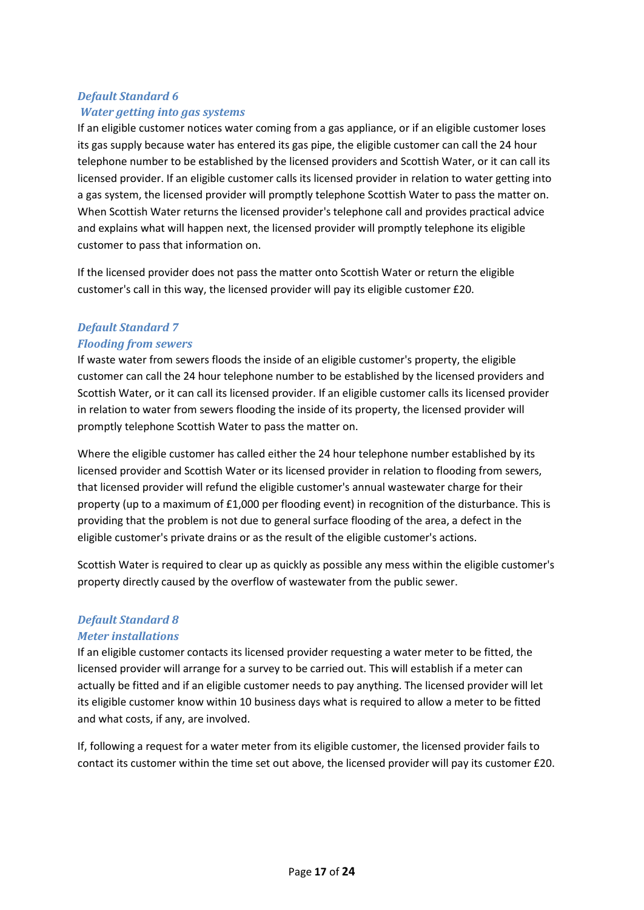### *Default Standard 6*
### *Water getting into gas systems*

If an eligible customer notices water coming from a gas appliance, or if an eligible customer loses its gas supply because water has entered its gas pipe, the eligible customer can call the 24 hour telephone number to be established by the licensed providers and Scottish Water, or it can call its licensed provider. If an eligible customer calls its licensed provider in relation to water getting into a gas system, the licensed provider will promptly telephone Scottish Water to pass the matter on. When Scottish Water returns the licensed provider's telephone call and provides practical advice and explains what will happen next, the licensed provider will promptly telephone its eligible customer to pass that information on.

If the licensed provider does not pass the matter onto Scottish Water or return the eligible customer's call in this way, the licensed provider will pay its eligible customer £20.

### *Default Standard 7*
### *Flooding from sewers*

If waste water from sewers floods the inside of an eligible customer's property, the eligible customer can call the 24 hour telephone number to be established by the licensed providers and Scottish Water, or it can call its licensed provider. If an eligible customer calls its licensed provider in relation to water from sewers flooding the inside of its property, the licensed provider will promptly telephone Scottish Water to pass the matter on.

Where the eligible customer has called either the 24 hour telephone number established by its licensed provider and Scottish Water or its licensed provider in relation to flooding from sewers, that licensed provider will refund the eligible customer's annual wastewater charge for their property (up to a maximum of £1,000 per flooding event) in recognition of the disturbance. This is providing that the problem is not due to general surface flooding of the area, a defect in the eligible customer's private drains or as the result of the eligible customer's actions.

Scottish Water is required to clear up as quickly as possible any mess within the eligible customer's property directly caused by the overflow of wastewater from the public sewer.

### *Default Standard 8*
### *Meter installations*

If an eligible customer contacts its licensed provider requesting a water meter to be fitted, the licensed provider will arrange for a survey to be carried out. This will establish if a meter can actually be fitted and if an eligible customer needs to pay anything. The licensed provider will let its eligible customer know within 10 business days what is required to allow a meter to be fitted and what costs, if any, are involved.

If, following a request for a water meter from its eligible customer, the licensed provider fails to contact its customer within the time set out above, the licensed provider will pay its customer £20.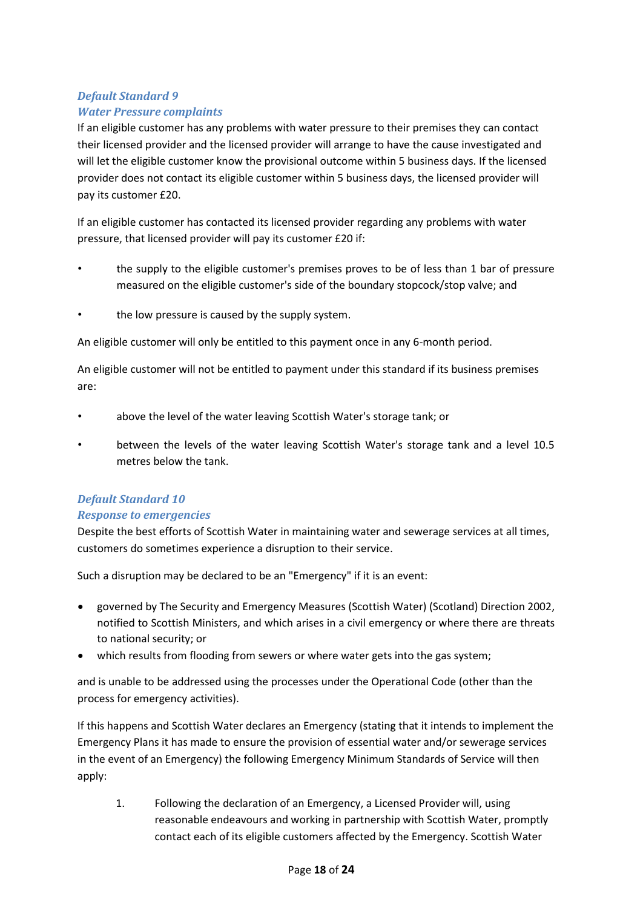### *Default Standard 9*
### *Water Pressure complaints*

If an eligible customer has any problems with water pressure to their premises they can contact their licensed provider and the licensed provider will arrange to have the cause investigated and will let the eligible customer know the provisional outcome within 5 business days. If the licensed provider does not contact its eligible customer within 5 business days, the licensed provider will pay its customer £20.

If an eligible customer has contacted its licensed provider regarding any problems with water pressure, that licensed provider will pay its customer £20 if:

- the supply to the eligible customer's premises proves to be of less than 1 bar of pressure measured on the eligible customer's side of the boundary stopcock/stop valve; and
- the low pressure is caused by the supply system.

An eligible customer will only be entitled to this payment once in any 6-month period.

An eligible customer will not be entitled to payment under this standard if its business premises are:

- above the level of the water leaving Scottish Water's storage tank; or
- between the levels of the water leaving Scottish Water's storage tank and a level 10.5 metres below the tank.

### *Default Standard 10*
### *Response to emergencies*

Despite the best efforts of Scottish Water in maintaining water and sewerage services at all times, customers do sometimes experience a disruption to their service.

Such a disruption may be declared to be an "Emergency" if it is an event:

- governed by The Security and Emergency Measures (Scottish Water) (Scotland) Direction 2002, notified to Scottish Ministers, and which arises in a civil emergency or where there are threats to national security; or
- which results from flooding from sewers or where water gets into the gas system;

and is unable to be addressed using the processes under the Operational Code (other than the process for emergency activities).

If this happens and Scottish Water declares an Emergency (stating that it intends to implement the Emergency Plans it has made to ensure the provision of essential water and/or sewerage services in the event of an Emergency) the following Emergency Minimum Standards of Service will then apply:

1. Following the declaration of an Emergency, a Licensed Provider will, using reasonable endeavours and working in partnership with Scottish Water, promptly contact each of its eligible customers affected by the Emergency. Scottish Water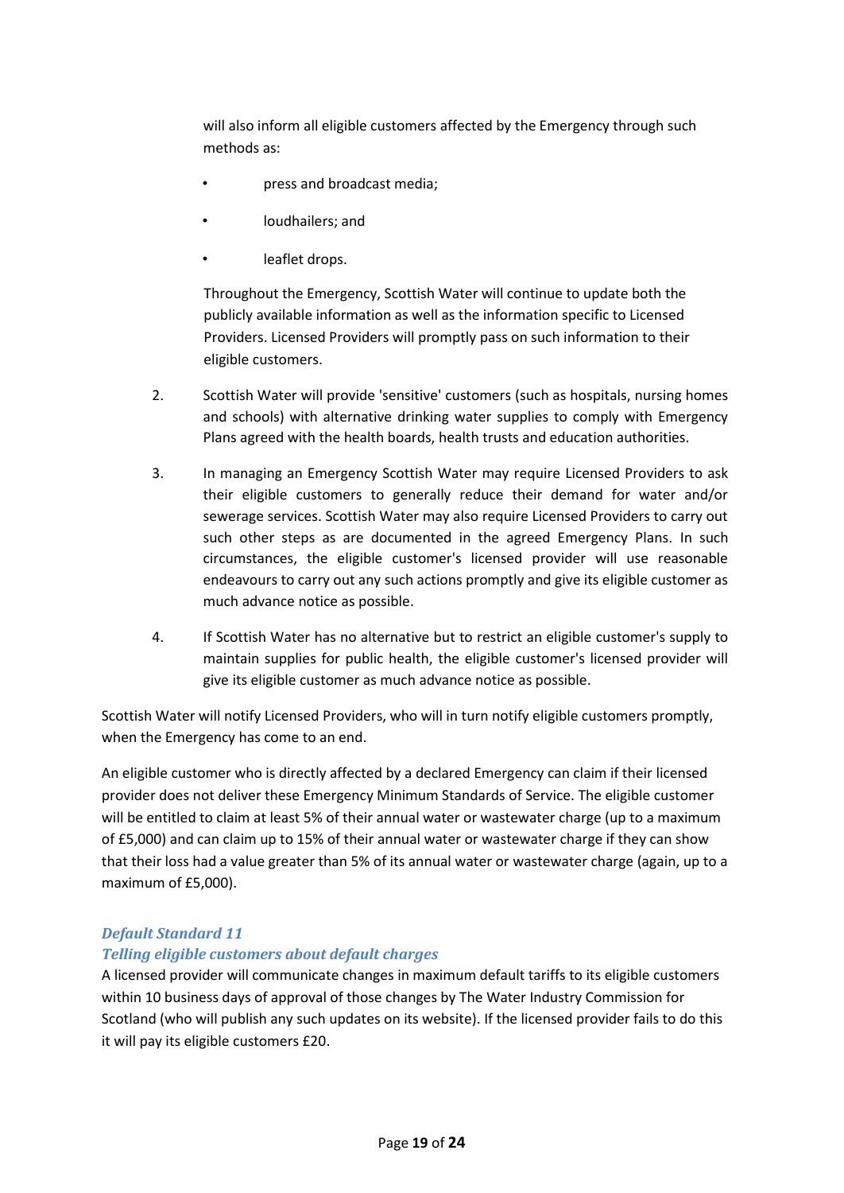will also inform all eligible customers affected by the Emergency through such methods as:

- press and broadcast media;
- loudhailers; and
- leaflet drops.

Throughout the Emergency, Scottish Water will continue to update both the publicly available information as well as the information specific to Licensed Providers. Licensed Providers will promptly pass on such information to their eligible customers.

2. Scottish Water will provide 'sensitive' customers (such as hospitals, nursing homes and schools) with alternative drinking water supplies to comply with Emergency Plans agreed with the health boards, health trusts and education authorities.

3. In managing an Emergency Scottish Water may require Licensed Providers to ask their eligible customers to generally reduce their demand for water and/or sewerage services. Scottish Water may also require Licensed Providers to carry out such other steps as are documented in the agreed Emergency Plans. In such circumstances, the eligible customer's licensed provider will use reasonable endeavours to carry out any such actions promptly and give its eligible customer as much advance notice as possible.

4. If Scottish Water has no alternative but to restrict an eligible customer's supply to maintain supplies for public health, the eligible customer's licensed provider will give its eligible customer as much advance notice as possible.

Scottish Water will notify Licensed Providers, who will in turn notify eligible customers promptly, when the Emergency has come to an end.

An eligible customer who is directly affected by a declared Emergency can claim if their licensed provider does not deliver these Emergency Minimum Standards of Service. The eligible customer will be entitled to claim at least 5% of their annual water or wastewater charge (up to a maximum of £5,000) and can claim up to 15% of their annual water or wastewater charge if they can show that their loss had a value greater than 5% of its annual water or wastewater charge (again, up to a maximum of £5,000).

### *Default Standard 11*
### *Telling eligible customers about default charges*

A licensed provider will communicate changes in maximum default tariffs to its eligible customers within 10 business days of approval of those changes by The Water Industry Commission for Scotland (who will publish any such updates on its website). If the licensed provider fails to do this it will pay its eligible customers £20.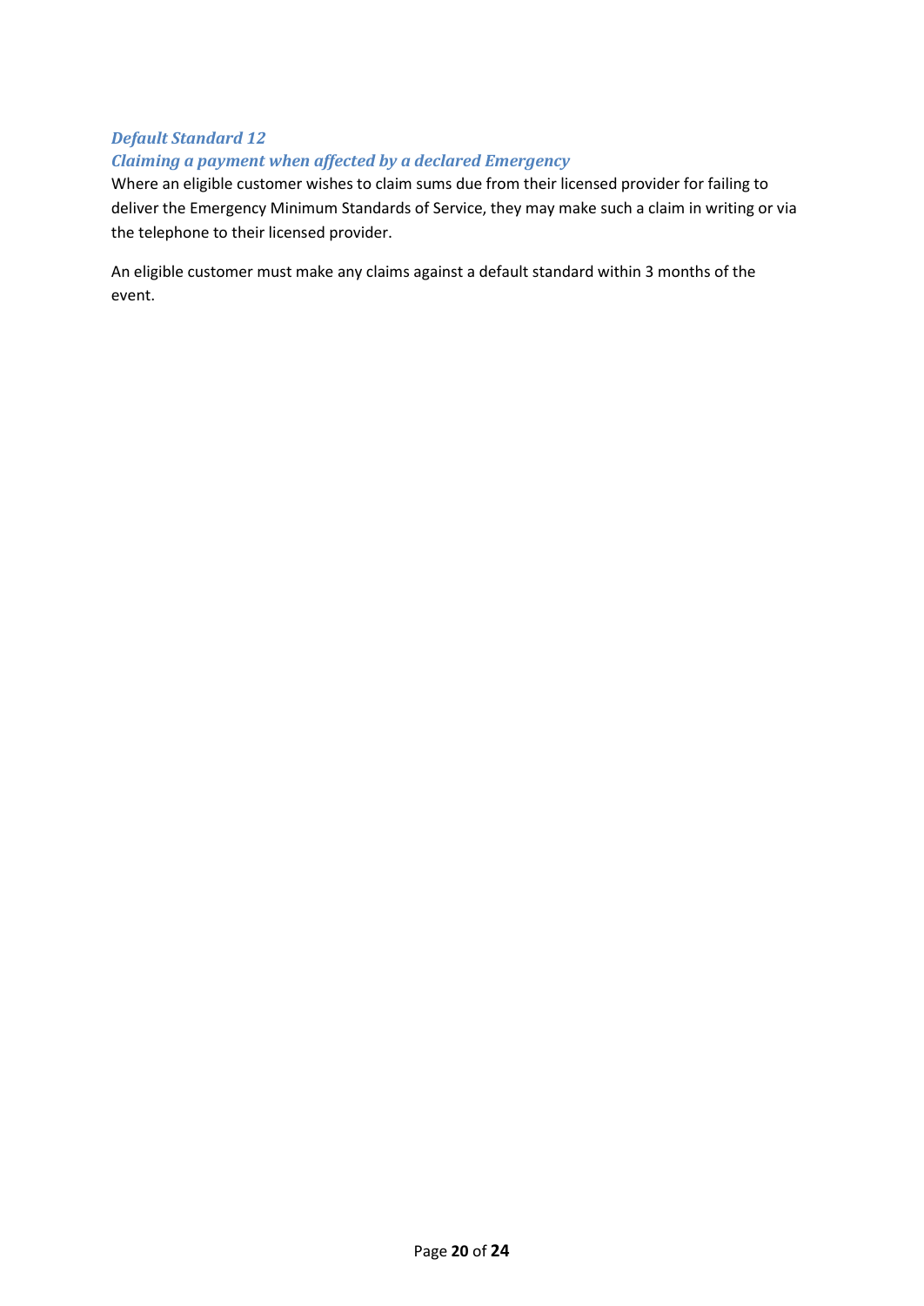### *Default Standard 12*

### *Claiming a payment when affected by a declared Emergency*

Where an eligible customer wishes to claim sums due from their licensed provider for failing to deliver the Emergency Minimum Standards of Service, they may make such a claim in writing or via the telephone to their licensed provider.

An eligible customer must make any claims against a default standard within 3 months of the event.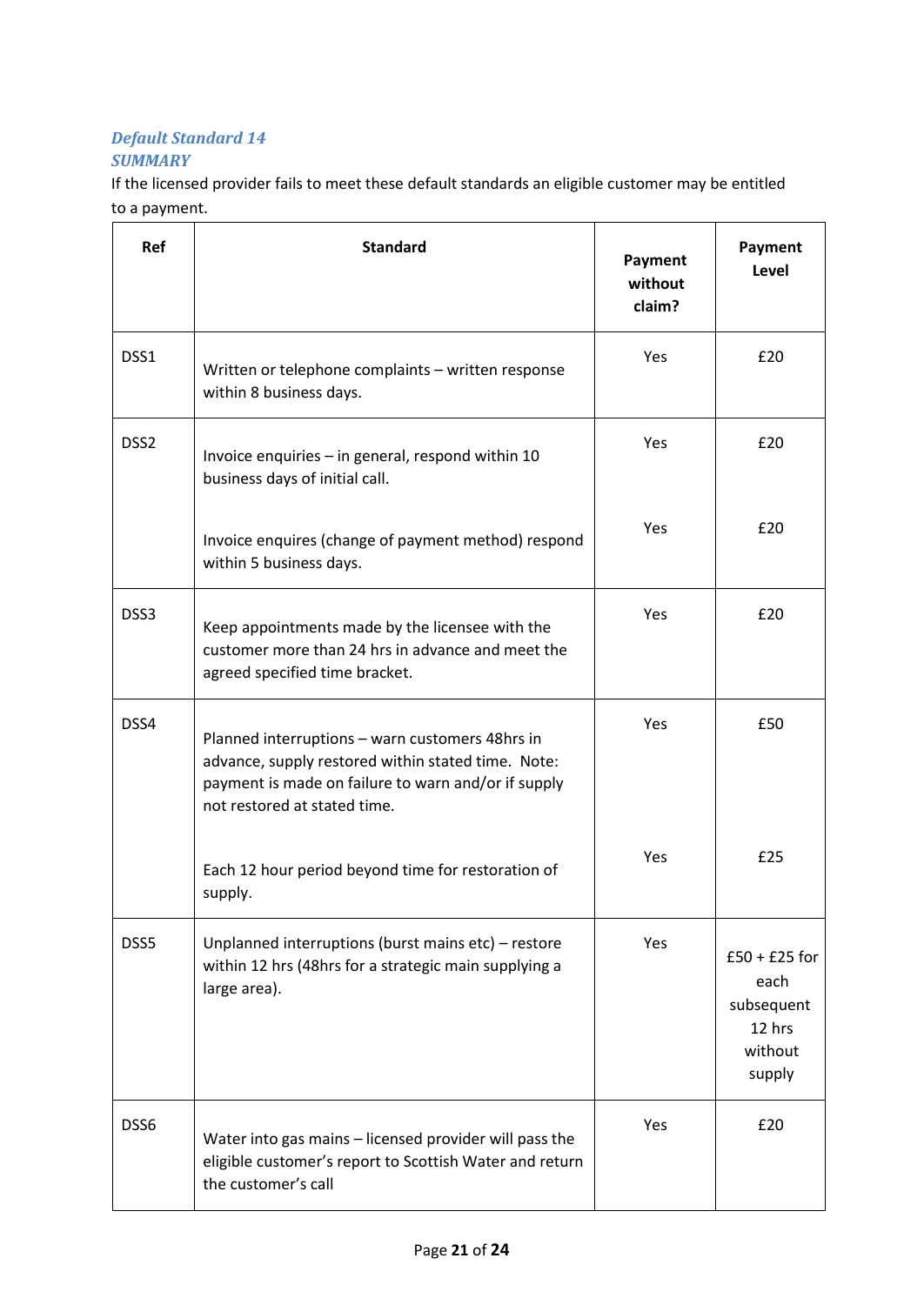*Default Standard 14*

*SUMMARY*

If the licensed provider fails to meet these default standards an eligible customer may be entitled to a payment.

| Ref | Standard | Payment without claim? | Payment Level |
|---|---|---|---|
| DSS1 | Written or telephone complaints – written response within 8 business days. | Yes | £20 |
| DSS2 | Invoice enquiries – in general, respond within 10 business days of initial call. | Yes | £20 |
| | Invoice enquires (change of payment method) respond within 5 business days. | Yes | £20 |
| DSS3 | Keep appointments made by the licensee with the customer more than 24 hrs in advance and meet the agreed specified time bracket. | Yes | £20 |
| DSS4 | Planned interruptions – warn customers 48hrs in advance, supply restored within stated time. Note: payment is made on failure to warn and/or if supply not restored at stated time. | Yes | £50 |
| | Each 12 hour period beyond time for restoration of supply. | Yes | £25 |
| DSS5 | Unplanned interruptions (burst mains etc) – restore within 12 hrs (48hrs for a strategic main supplying a large area). | Yes | £50 + £25 for each subsequent 12 hrs without supply |
| DSS6 | Water into gas mains – licensed provider will pass the eligible customer's report to Scottish Water and return the customer's call | Yes | £20 |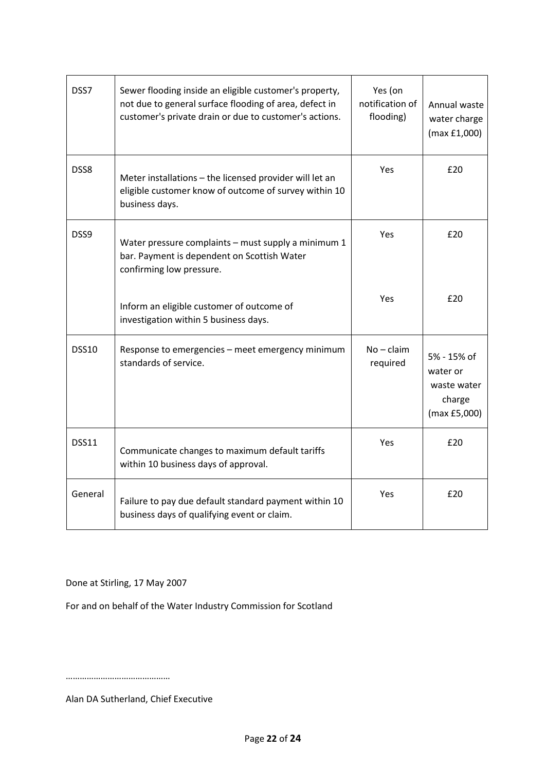| | | | |
|---|---|---|---|
| DSS7 | Sewer flooding inside an eligible customer's property, not due to general surface flooding of area, defect in customer's private drain or due to customer's actions. | Yes (on notification of flooding) | Annual waste water charge (max £1,000) |
| DSS8 | Meter installations – the licensed provider will let an eligible customer know of outcome of survey within 10 business days. | Yes | £20 |
| DSS9 | Water pressure complaints – must supply a minimum 1 bar. Payment is dependent on Scottish Water confirming low pressure. | Yes | £20 |
| | Inform an eligible customer of outcome of investigation within 5 business days. | Yes | £20 |
| DSS10 | Response to emergencies – meet emergency minimum standards of service. | No – claim required | 5% - 15% of water or waste water charge (max £5,000) |
| DSS11 | Communicate changes to maximum default tariffs within 10 business days of approval. | Yes | £20 |
| General | Failure to pay due default standard payment within 10 business days of qualifying event or claim. | Yes | £20 |

Done at Stirling, 17 May 2007

For and on behalf of the Water Industry Commission for Scotland

……………………………………

Alan DA Sutherland, Chief Executive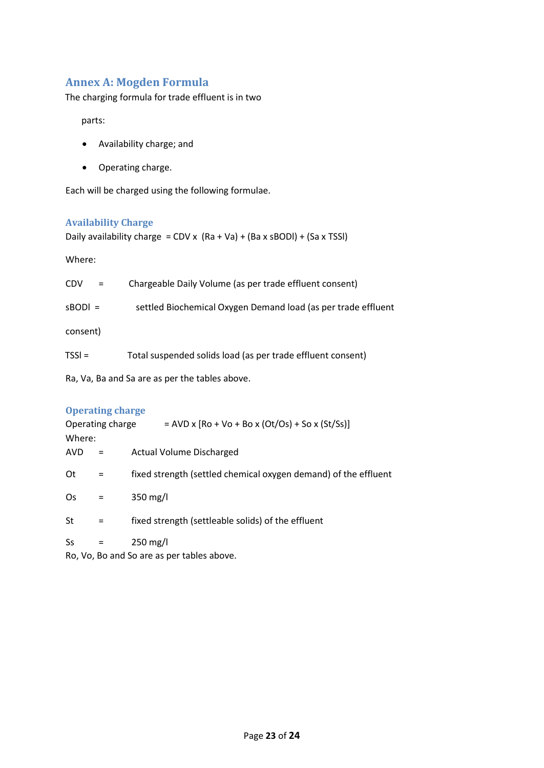## Annex A: Mogden Formula

The charging formula for trade effluent is in two

parts:

- Availability charge; and
- Operating charge.

Each will be charged using the following formulae.

### Availability Charge

Daily availability charge = CDV x (Ra + Va) + (Ba x sBODl) + (Sa x TSSl)

Where:

CDV = Chargeable Daily Volume (as per trade effluent consent)

sBODl = settled Biochemical Oxygen Demand load (as per trade effluent consent)

TSSl = Total suspended solids load (as per trade effluent consent)

Ra, Va, Ba and Sa are as per the tables above.

### Operating charge

Operating charge = AVD x [Ro + Vo + Bo x (Ot/Os) + So x (St/Ss)]

Where:

AVD = Actual Volume Discharged

Ot = fixed strength (settled chemical oxygen demand) of the effluent

Os = 350 mg/l

St = fixed strength (settleable solids) of the effluent

Ss = 250 mg/l

Ro, Vo, Bo and So are as per tables above.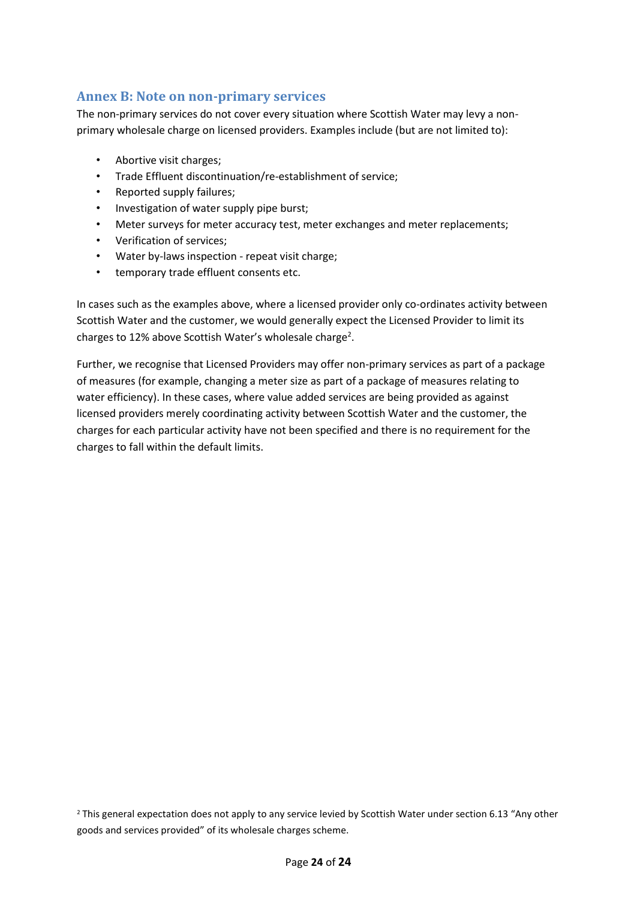## Annex B: Note on non-primary services

The non-primary services do not cover every situation where Scottish Water may levy a non-primary wholesale charge on licensed providers. Examples include (but are not limited to):

- Abortive visit charges;
- Trade Effluent discontinuation/re-establishment of service;
- Reported supply failures;
- Investigation of water supply pipe burst;
- Meter surveys for meter accuracy test, meter exchanges and meter replacements;
- Verification of services;
- Water by-laws inspection - repeat visit charge;
- temporary trade effluent consents etc.

In cases such as the examples above, where a licensed provider only co-ordinates activity between Scottish Water and the customer, we would generally expect the Licensed Provider to limit its charges to 12% above Scottish Water's wholesale charge[2].

Further, we recognise that Licensed Providers may offer non-primary services as part of a package of measures (for example, changing a meter size as part of a package of measures relating to water efficiency). In these cases, where value added services are being provided as against licensed providers merely coordinating activity between Scottish Water and the customer, the charges for each particular activity have not been specified and there is no requirement for the charges to fall within the default limits.

[2] This general expectation does not apply to any service levied by Scottish Water under section 6.13 "Any other goods and services provided" of its wholesale charges scheme.